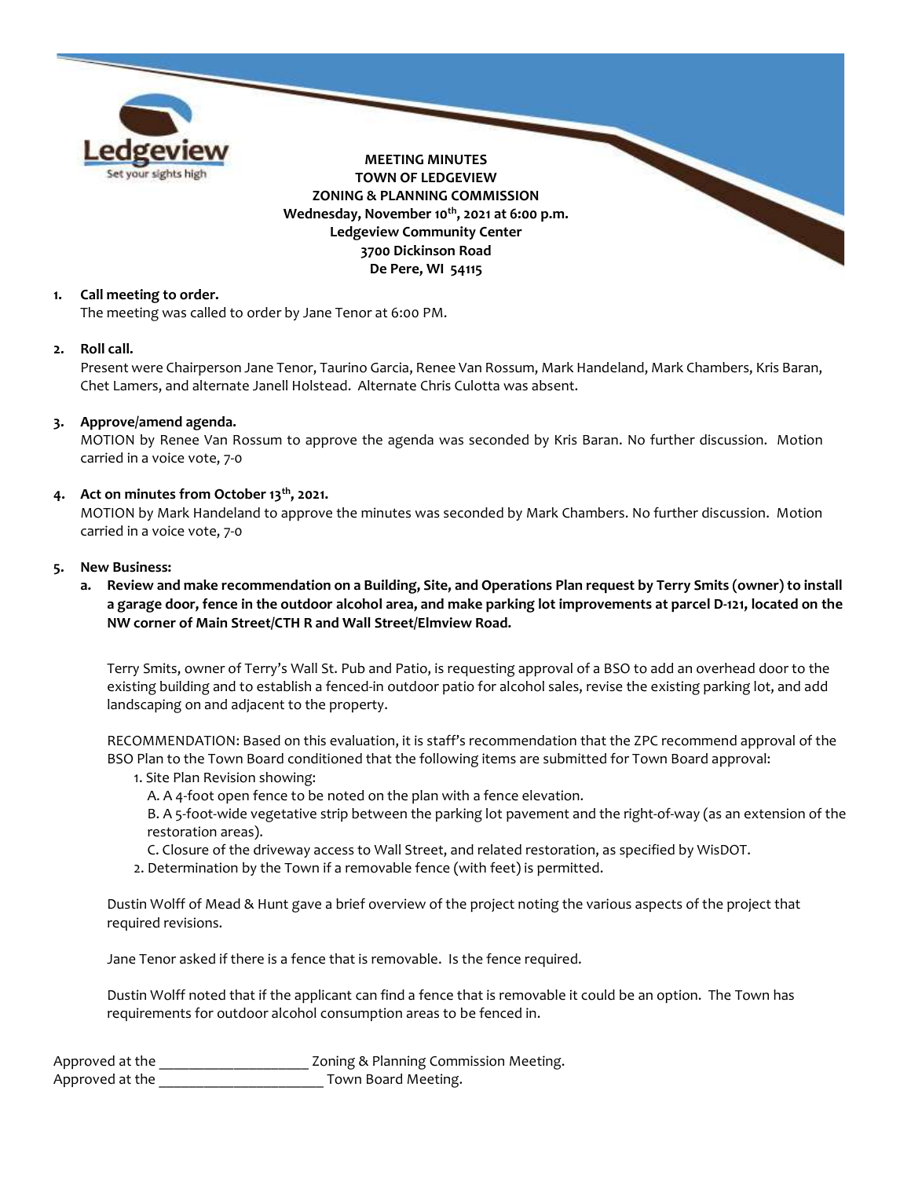**MEETING MINUTES**
**TOWN OF LEDGEVIEW**
**ZONING & PLANNING COMMISSION**
**Wednesday, November 10th, 2021 at 6:00 p.m.**
**Ledgeview Community Center**
**3700 Dickinson Road**
**De Pere, WI 54115**

1. **Call meeting to order.**
   The meeting was called to order by Jane Tenor at 6:00 PM.

2. **Roll call.**
   Present were Chairperson Jane Tenor, Taurino Garcia, Renee Van Rossum, Mark Handeland, Mark Chambers, Kris Baran, Chet Lamers, and alternate Janell Holstead. Alternate Chris Culotta was absent.

3. **Approve/amend agenda.**
   MOTION by Renee Van Rossum to approve the agenda was seconded by Kris Baran. No further discussion. Motion carried in a voice vote, 7-0

4. **Act on minutes from October 13th, 2021.**
   MOTION by Mark Handeland to approve the minutes was seconded by Mark Chambers. No further discussion. Motion carried in a voice vote, 7-0

5. **New Business:**
   a. **Review and make recommendation on a Building, Site, and Operations Plan request by Terry Smits (owner) to install a garage door, fence in the outdoor alcohol area, and make parking lot improvements at parcel D-121, located on the NW corner of Main Street/CTH R and Wall Street/Elmview Road.**

   Terry Smits, owner of Terry's Wall St. Pub and Patio, is requesting approval of a BSO to add an overhead door to the existing building and to establish a fenced-in outdoor patio for alcohol sales, revise the existing parking lot, and add landscaping on and adjacent to the property.

   RECOMMENDATION: Based on this evaluation, it is staff's recommendation that the ZPC recommend approval of the BSO Plan to the Town Board conditioned that the following items are submitted for Town Board approval:
   1. Site Plan Revision showing:
      A. A 4-foot open fence to be noted on the plan with a fence elevation.
      B. A 5-foot-wide vegetative strip between the parking lot pavement and the right-of-way (as an extension of the restoration areas).
      C. Closure of the driveway access to Wall Street, and related restoration, as specified by WisDOT.
   2. Determination by the Town if a removable fence (with feet) is permitted.

   Dustin Wolff of Mead & Hunt gave a brief overview of the project noting the various aspects of the project that required revisions.

   Jane Tenor asked if there is a fence that is removable. Is the fence required.

   Dustin Wolff noted that if the applicant can find a fence that is removable it could be an option. The Town has requirements for outdoor alcohol consumption areas to be fenced in.

Approved at the ____________________ Zoning & Planning Commission Meeting.
Approved at the ______________________ Town Board Meeting.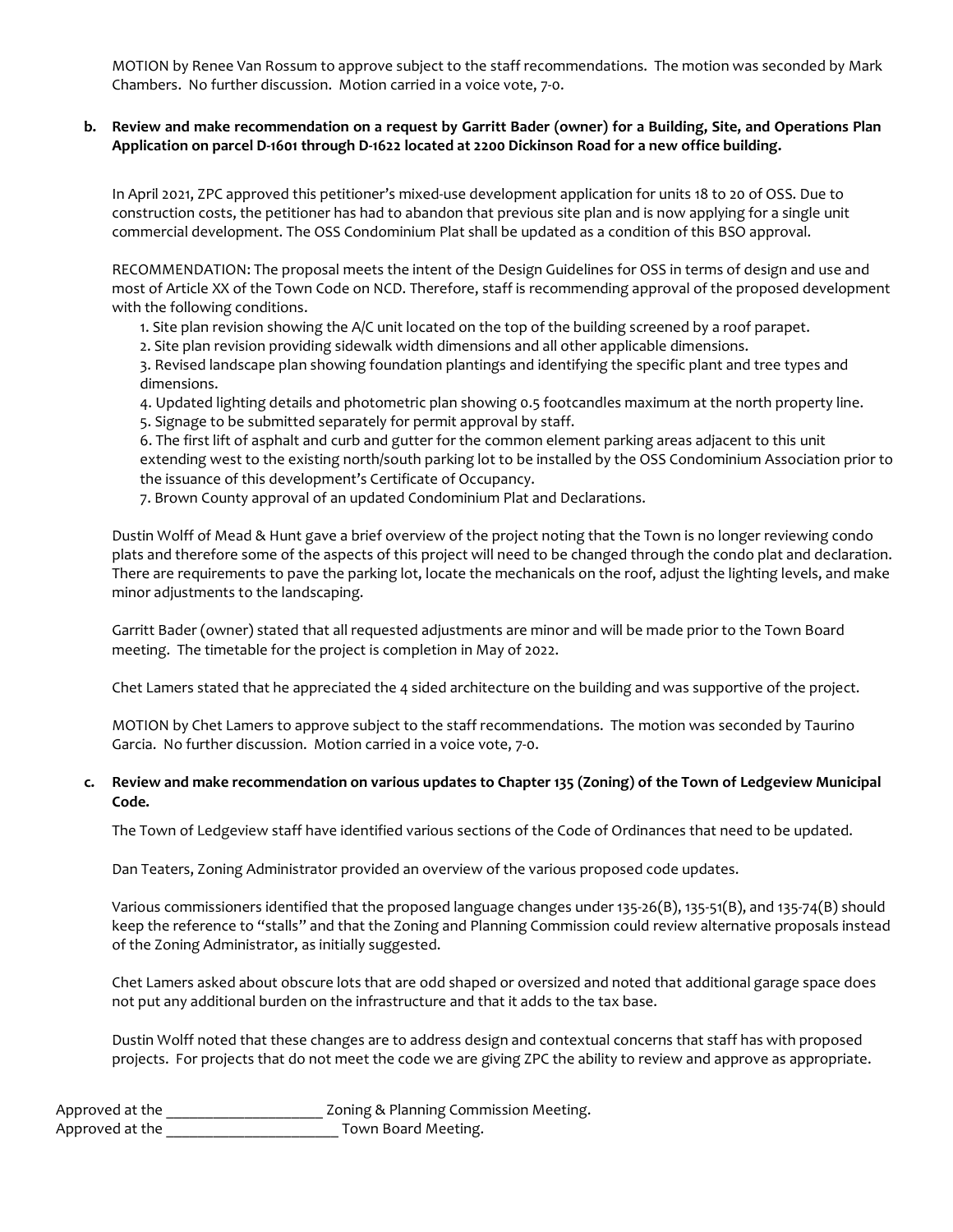MOTION by Renee Van Rossum to approve subject to the staff recommendations. The motion was seconded by Mark Chambers. No further discussion. Motion carried in a voice vote, 7-0.

**b. Review and make recommendation on a request by Garritt Bader (owner) for a Building, Site, and Operations Plan Application on parcel D-1601 through D-1622 located at 2200 Dickinson Road for a new office building.**

In April 2021, ZPC approved this petitioner's mixed-use development application for units 18 to 20 of OSS. Due to construction costs, the petitioner has had to abandon that previous site plan and is now applying for a single unit commercial development. The OSS Condominium Plat shall be updated as a condition of this BSO approval.

RECOMMENDATION: The proposal meets the intent of the Design Guidelines for OSS in terms of design and use and most of Article XX of the Town Code on NCD. Therefore, staff is recommending approval of the proposed development with the following conditions.

1. Site plan revision showing the A/C unit located on the top of the building screened by a roof parapet.
2. Site plan revision providing sidewalk width dimensions and all other applicable dimensions.
3. Revised landscape plan showing foundation plantings and identifying the specific plant and tree types and dimensions.
4. Updated lighting details and photometric plan showing 0.5 footcandles maximum at the north property line.
5. Signage to be submitted separately for permit approval by staff.
6. The first lift of asphalt and curb and gutter for the common element parking areas adjacent to this unit extending west to the existing north/south parking lot to be installed by the OSS Condominium Association prior to the issuance of this development's Certificate of Occupancy.
7. Brown County approval of an updated Condominium Plat and Declarations.

Dustin Wolff of Mead & Hunt gave a brief overview of the project noting that the Town is no longer reviewing condo plats and therefore some of the aspects of this project will need to be changed through the condo plat and declaration. There are requirements to pave the parking lot, locate the mechanicals on the roof, adjust the lighting levels, and make minor adjustments to the landscaping.

Garritt Bader (owner) stated that all requested adjustments are minor and will be made prior to the Town Board meeting. The timetable for the project is completion in May of 2022.

Chet Lamers stated that he appreciated the 4 sided architecture on the building and was supportive of the project.

MOTION by Chet Lamers to approve subject to the staff recommendations. The motion was seconded by Taurino Garcia. No further discussion. Motion carried in a voice vote, 7-0.

**c. Review and make recommendation on various updates to Chapter 135 (Zoning) of the Town of Ledgeview Municipal Code.**

The Town of Ledgeview staff have identified various sections of the Code of Ordinances that need to be updated.

Dan Teaters, Zoning Administrator provided an overview of the various proposed code updates.

Various commissioners identified that the proposed language changes under 135-26(B), 135-51(B), and 135-74(B) should keep the reference to "stalls" and that the Zoning and Planning Commission could review alternative proposals instead of the Zoning Administrator, as initially suggested.

Chet Lamers asked about obscure lots that are odd shaped or oversized and noted that additional garage space does not put any additional burden on the infrastructure and that it adds to the tax base.

Dustin Wolff noted that these changes are to address design and contextual concerns that staff has with proposed projects. For projects that do not meet the code we are giving ZPC the ability to review and approve as appropriate.

Approved at the ____________________ Zoning & Planning Commission Meeting.
Approved at the ______________________ Town Board Meeting.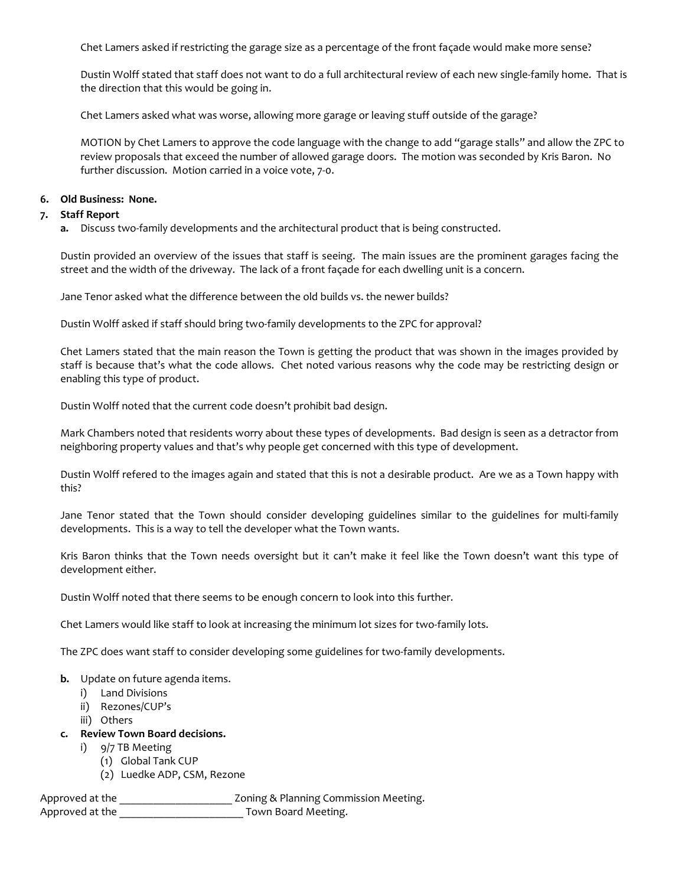Chet Lamers asked if restricting the garage size as a percentage of the front façade would make more sense?

Dustin Wolff stated that staff does not want to do a full architectural review of each new single-family home. That is the direction that this would be going in.

Chet Lamers asked what was worse, allowing more garage or leaving stuff outside of the garage?

MOTION by Chet Lamers to approve the code language with the change to add "garage stalls" and allow the ZPC to review proposals that exceed the number of allowed garage doors. The motion was seconded by Kris Baron. No further discussion. Motion carried in a voice vote, 7-0.

6. **Old Business: None.**
7. **Staff Report**
   a. Discuss two-family developments and the architectural product that is being constructed.

   Dustin provided an overview of the issues that staff is seeing. The main issues are the prominent garages facing the street and the width of the driveway. The lack of a front façade for each dwelling unit is a concern.

   Jane Tenor asked what the difference between the old builds vs. the newer builds?

   Dustin Wolff asked if staff should bring two-family developments to the ZPC for approval?

   Chet Lamers stated that the main reason the Town is getting the product that was shown in the images provided by staff is because that's what the code allows. Chet noted various reasons why the code may be restricting design or enabling this type of product.

   Dustin Wolff noted that the current code doesn't prohibit bad design.

   Mark Chambers noted that residents worry about these types of developments. Bad design is seen as a detractor from neighboring property values and that's why people get concerned with this type of development.

   Dustin Wolff refered to the images again and stated that this is not a desirable product. Are we as a Town happy with this?

   Jane Tenor stated that the Town should consider developing guidelines similar to the guidelines for multi-family developments. This is a way to tell the developer what the Town wants.

   Kris Baron thinks that the Town needs oversight but it can't make it feel like the Town doesn't want this type of development either.

   Dustin Wolff noted that there seems to be enough concern to look into this further.

   Chet Lamers would like staff to look at increasing the minimum lot sizes for two-family lots.

   The ZPC does want staff to consider developing some guidelines for two-family developments.

   **b.** Update on future agenda items.
      i) Land Divisions
      ii) Rezones/CUP's
      iii) Others

   **c. Review Town Board decisions.**
      i) 9/7 TB Meeting
         (1) Global Tank CUP
         (2) Luedke ADP, CSM, Rezone

Approved at the ____________________ Zoning & Planning Commission Meeting.
Approved at the ______________________ Town Board Meeting.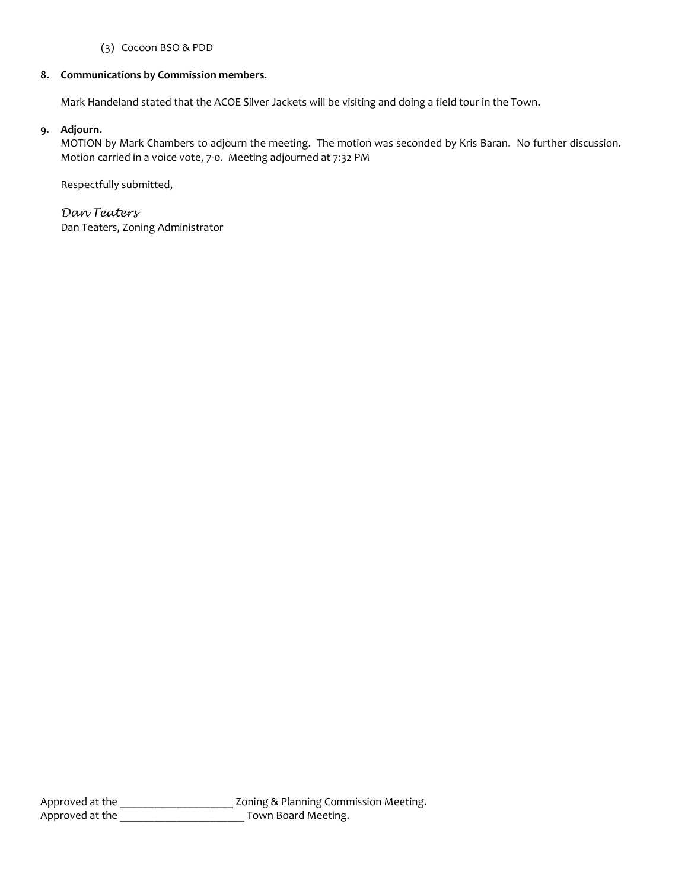(3) Cocoon BSO & PDD

**8. Communications by Commission members.**

Mark Handeland stated that the ACOE Silver Jackets will be visiting and doing a field tour in the Town.

**9. Adjourn.**

MOTION by Mark Chambers to adjourn the meeting. The motion was seconded by Kris Baran. No further discussion. Motion carried in a voice vote, 7-0. Meeting adjourned at 7:32 PM

Respectfully submitted,

*Dan Teaters*

Dan Teaters, Zoning Administrator

Approved at the ____________________ Zoning & Planning Commission Meeting.

Approved at the ______________________ Town Board Meeting.